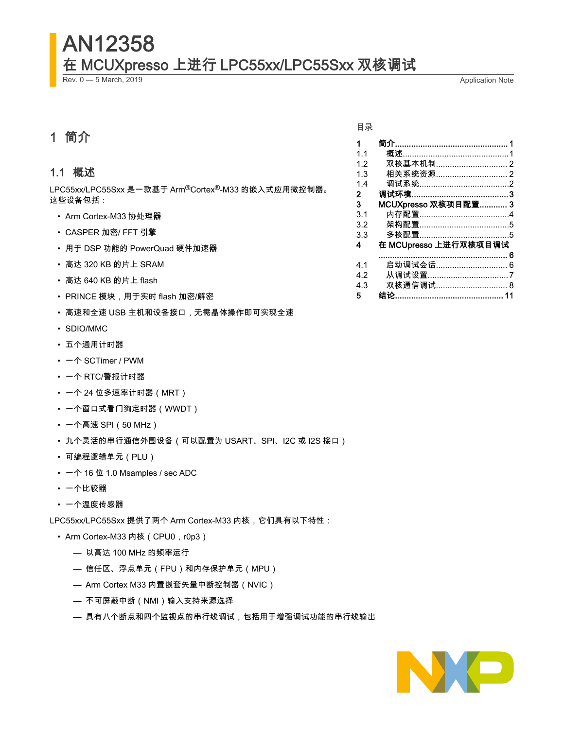# AN12358

## 在 MCUXpresso 上进行 LPC55xx/LPC55Sxx 双核调试

Rev. 0 — 5 March, 2019 Application Note

目录

| | | |
|---|---|---|
| 1 | 简介 | 1 |
| 1.1 | 概述 | 1 |
| 1.2 | 双核基本机制 | 2 |
| 1.3 | 相关系统资源 | 2 |
| 1.4 | 调试系统 | 2 |
| 2 | 调试环境 | 3 |
| 3 | MCUXpresso 双核项目配置 | 3 |
| 3.1 | 内存配置 | 4 |
| 3.2 | 架构配置 | 5 |
| 3.3 | 多核配置 | 5 |
| 4 | 在 MCUpresso 上进行双核项目调试 | 6 |
| 4.1 | 启动调试会话 | 6 |
| 4.2 | 从调试设置 | 7 |
| 4.3 | 双核通信调试 | 8 |
| 5 | 结论 | 11 |

## 1 简介

### 1.1 概述

LPC55xx/LPC55Sxx 是一款基于 Arm®Cortex®-M33 的嵌入式应用微控制器。这些设备包括：

- Arm Cortex-M33 协处理器
- CASPER 加密/ FFT 引擎
- 用于 DSP 功能的 PowerQuad 硬件加速器
- 高达 320 KB 的片上 SRAM
- 高达 640 KB 的片上 flash
- PRINCE 模块，用于实时 flash 加密/解密
- 高速和全速 USB 主机和设备接口，无需晶体操作即可实现全速
- SDIO/MMC
- 五个通用计时器
- 一个 SCTimer / PWM
- 一个 RTC/警报计时器
- 一个 24 位多速率计时器（MRT）
- 一个窗口式看门狗定时器（WWDT）
- 一个高速 SPI（50 MHz）
- 九个灵活的串行通信外围设备（可以配置为 USART、SPI、I2C 或 I2S 接口）
- 可编程逻辑单元（PLU）
- 一个 16 位 1.0 Msamples / sec ADC
- 一个比较器
- 一个温度传感器

LPC55xx/LPC55Sxx 提供了两个 Arm Cortex-M33 内核，它们具有以下特性：

- Arm Cortex-M33 内核（CPU0，r0p3）
  - 以高达 100 MHz 的频率运行
  - 信任区、浮点单元（FPU）和内存保护单元（MPU）
  - Arm Cortex M33 内置嵌套矢量中断控制器（NVIC）
  - 不可屏蔽中断（NMI）输入支持来源选择
  - 具有八个断点和四个监视点的串行线调试，包括用于增强调试功能的串行线输出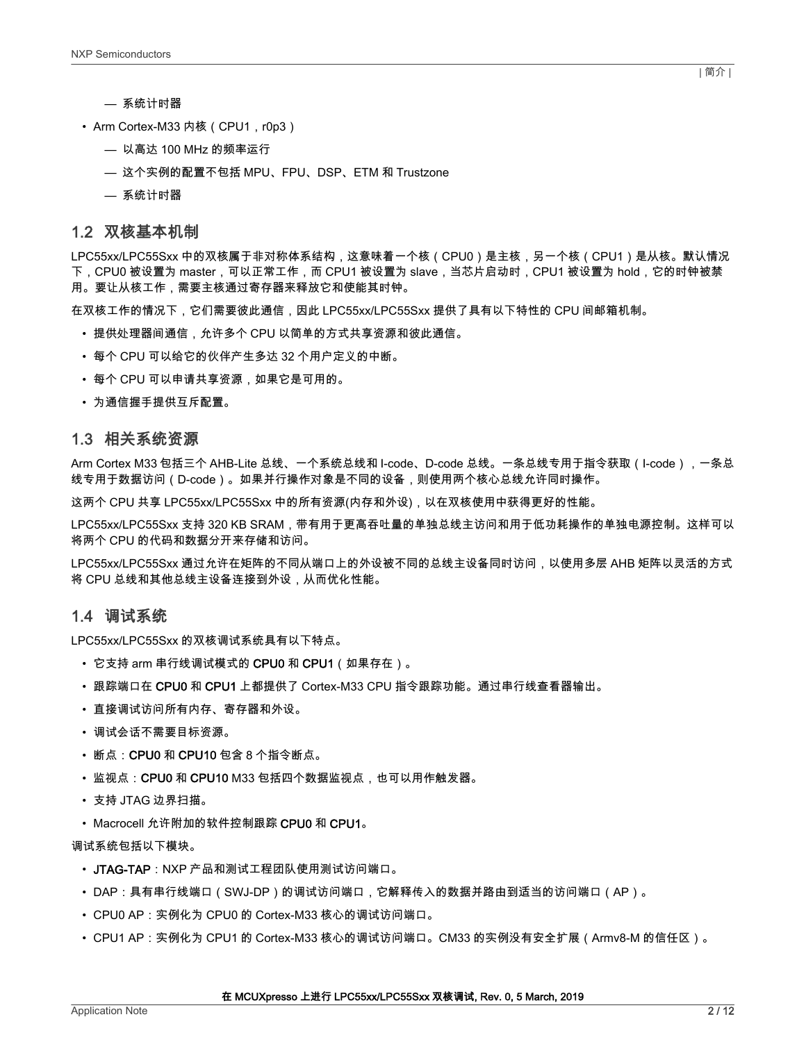- — 系统计时器
- Arm Cortex-M33 内核（CPU1，r0p3）
  - — 以高达 100 MHz 的频率运行
  - — 这个实例的配置不包括 MPU、FPU、DSP、ETM 和 Trustzone
  - — 系统计时器

## 1.2 双核基本机制

LPC55xx/LPC55Sxx 中的双核属于非对称体系结构，这意味着一个核（CPU0）是主核，另一个核（CPU1）是从核。默认情况下，CPU0 被设置为 master，可以正常工作，而 CPU1 被设置为 slave，当芯片启动时，CPU1 被设置为 hold，它的时钟被禁用。要让从核工作，需要主核通过寄存器来释放它和使能其时钟。

在双核工作的情况下，它们需要彼此通信，因此 LPC55xx/LPC55Sxx 提供了具有以下特性的 CPU 间邮箱机制。

- 提供处理器间通信，允许多个 CPU 以简单的方式共享资源和彼此通信。
- 每个 CPU 可以给它的伙伴产生多达 32 个用户定义的中断。
- 每个 CPU 可以申请共享资源，如果它是可用的。
- 为通信握手提供互斥配置。

## 1.3 相关系统资源

Arm Cortex M33 包括三个 AHB-Lite 总线、一个系统总线和 I-code、D-code 总线。一条总线专用于指令获取（I-code），一条总线专用于数据访问（D-code）。如果并行操作对象是不同的设备，则使用两个核心总线允许同时操作。

这两个 CPU 共享 LPC55xx/LPC55Sxx 中的所有资源(内存和外设)，以在双核使用中获得更好的性能。

LPC55xx/LPC55Sxx 支持 320 KB SRAM，带有用于更高吞吐量的单独总线主访问和用于低功耗操作的单独电源控制。这样可以将两个 CPU 的代码和数据分开来存储和访问。

LPC55xx/LPC55Sxx 通过允许在矩阵的不同从端口上的外设被不同的总线主设备同时访问，以使用多层 AHB 矩阵以灵活的方式将 CPU 总线和其他总线主设备连接到外设，从而优化性能。

## 1.4 调试系统

LPC55xx/LPC55Sxx 的双核调试系统具有以下特点。

- 它支持 arm 串行线调试模式的 CPU0 和 CPU1（如果存在）。
- 跟踪端口在 CPU0 和 CPU1 上都提供了 Cortex-M33 CPU 指令跟踪功能。通过串行线查看器输出。
- 直接调试访问所有内存、寄存器和外设。
- 调试会话不需要目标资源。
- 断点：CPU0 和 CPU10 包含 8 个指令断点。
- 监视点：CPU0 和 CPU10 M33 包括四个数据监视点，也可以用作触发器。
- 支持 JTAG 边界扫描。
- Macrocell 允许附加的软件控制跟踪 CPU0 和 CPU1。

调试系统包括以下模块。

- JTAG-TAP：NXP 产品和测试工程团队使用测试访问端口。
- DAP：具有串行线端口（SWJ-DP）的调试访问端口，它解释传入的数据并路由到适当的访问端口（AP）。
- CPU0 AP：实例化为 CPU0 的 Cortex-M33 核心的调试访问端口。
- CPU1 AP：实例化为 CPU1 的 Cortex-M33 核心的调试访问端口。CM33 的实例没有安全扩展（Armv8-M 的信任区）。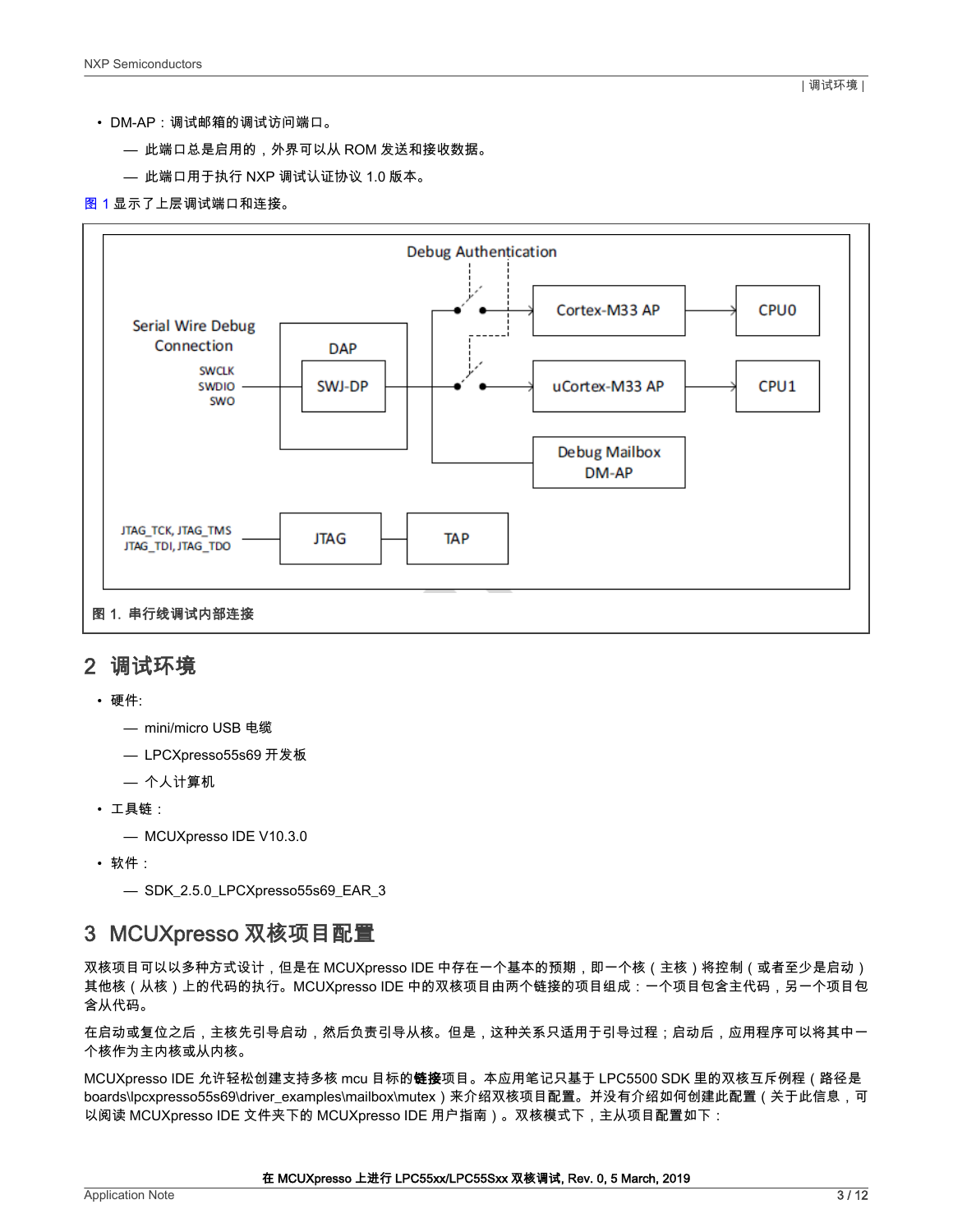- DM-AP：调试邮箱的调试访问端口。
  - 此端口总是启用的，外界可以从 ROM 发送和接收数据。
  - 此端口用于执行 NXP 调试认证协议 1.0 版本。

图 1 显示了上层调试端口和连接。

图 1. 串行线调试内部连接

## 2 调试环境

- 硬件:
  - mini/micro USB 电缆
  - LPCXpresso55s69 开发板
  - 个人计算机
- 工具链：
  - MCUXpresso IDE V10.3.0
- 软件：
  - SDK_2.5.0_LPCXpresso55s69_EAR_3

## 3 MCUXpresso 双核项目配置

双核项目可以以多种方式设计，但是在 MCUXpresso IDE 中存在一个基本的预期，即一个核（主核）将控制（或者至少是启动）其他核（从核）上的代码的执行。MCUXpresso IDE 中的双核项目由两个链接的项目组成：一个项目包含主代码，另一个项目包含从代码。

在启动或复位之后，主核先引导启动，然后负责引导从核。但是，这种关系只适用于引导过程；启动后，应用程序可以将其中一个核作为主内核或从内核。

MCUXpresso IDE 允许轻松创建支持多核 mcu 目标的**链接**项目。本应用笔记只基于 LPC5500 SDK 里的双核互斥例程（路径是 boards\lpcxpresso55s69\driver_examples\mailbox\mutex）来介绍双核项目配置。并没有介绍如何创建此配置（关于此信息，可以阅读 MCUXpresso IDE 文件夹下的 MCUXpresso IDE 用户指南）。双核模式下，主从项目配置如下：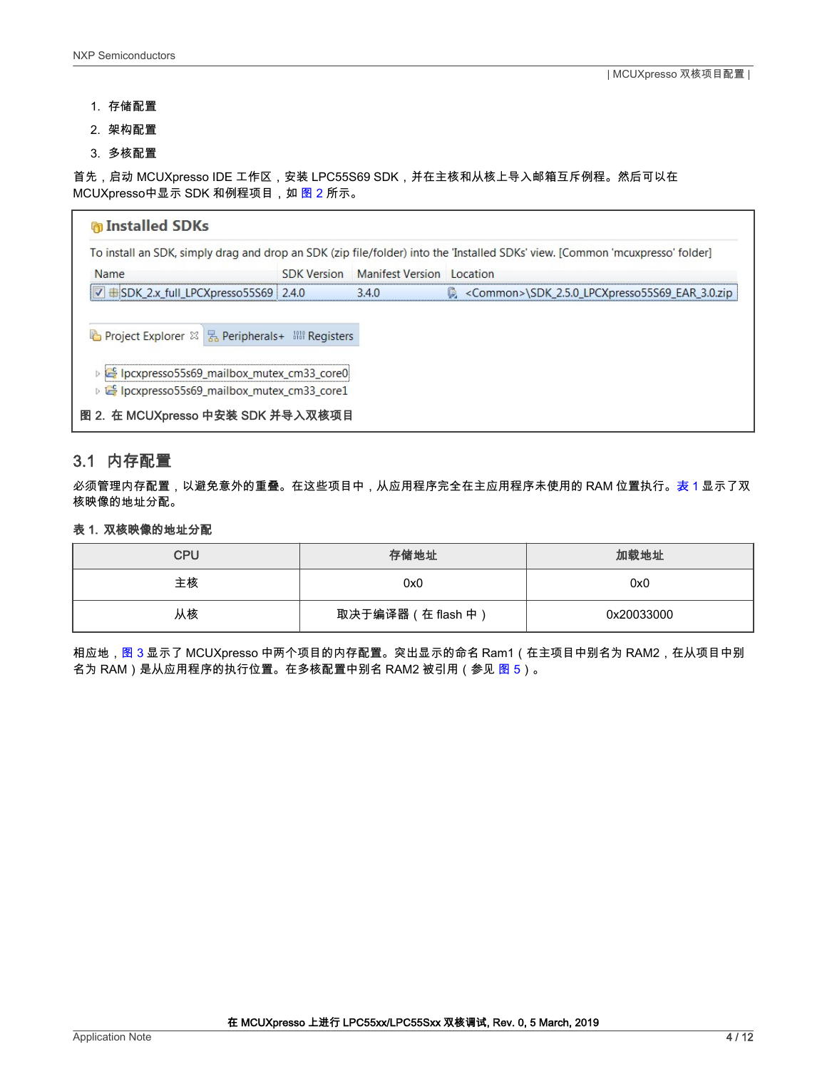1. 存储配置
2. 架构配置
3. 多核配置

首先，启动 MCUXpresso IDE 工作区，安装 LPC55S69 SDK，并在主核和从核上导入邮箱互斥例程。然后可以在 MCUXpresso中显示 SDK 和例程项目，如 图 2 所示。

图 2. 在 MCUXpresso 中安装 SDK 并导入双核项目

## 3.1 内存配置

必须管理内存配置，以避免意外的重叠。在这些项目中，从应用程序完全在主应用程序未使用的 RAM 位置执行。表 1 显示了双核映像的地址分配。

**表 1. 双核映像的地址分配**

| CPU | 存储地址 | 加载地址 |
|---|---|---|
| 主核 | 0x0 | 0x0 |
| 从核 | 取决于编译器（在 flash 中） | 0x20033000 |

相应地，图 3 显示了 MCUXpresso 中两个项目的内存配置。突出显示的命名 Ram1（在主项目中别名为 RAM2，在从项目中别名为 RAM）是从应用程序的执行位置。在多核配置中别名 RAM2 被引用（参见 图 5）。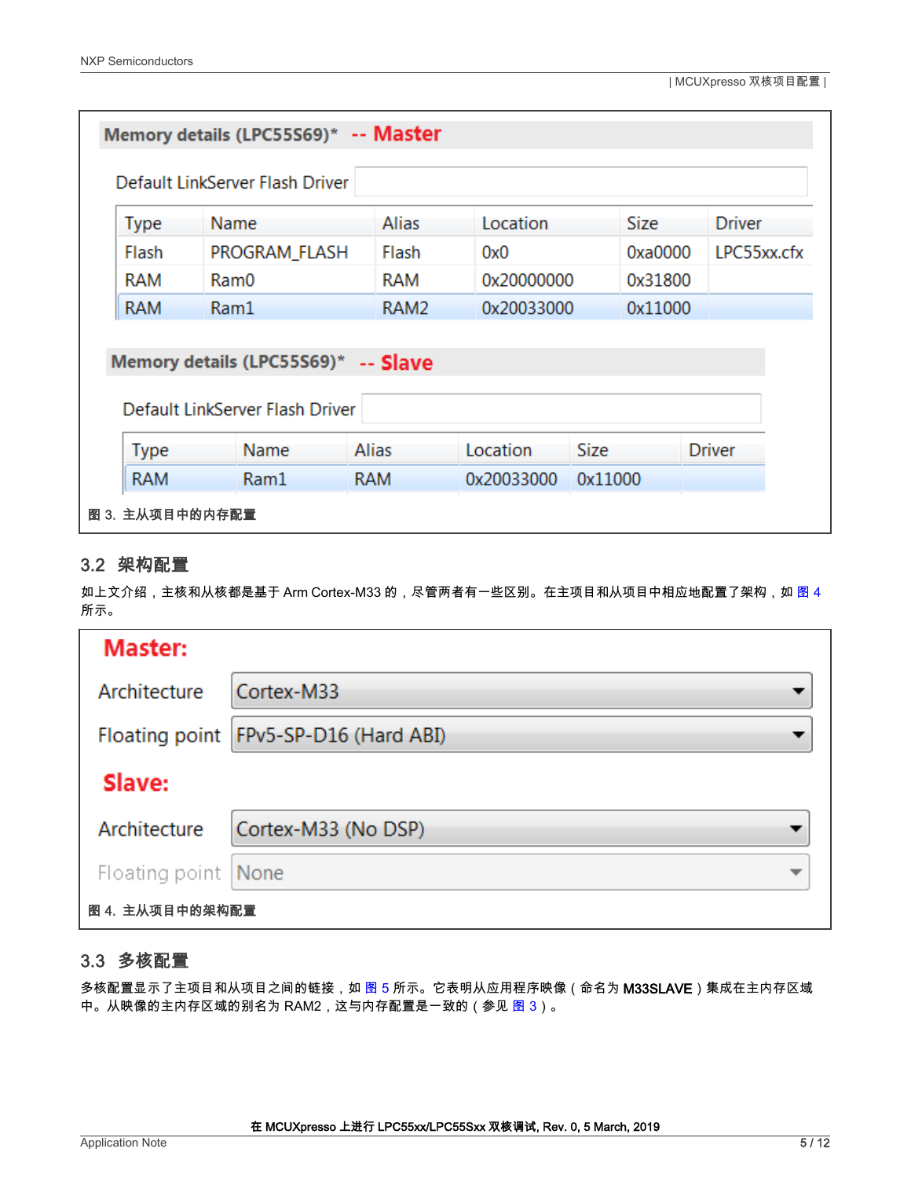**Memory details (LPC55S69)\* -- Master**

Default LinkServer Flash Driver

| Type | Name | Alias | Location | Size | Driver |
|---|---|---|---|---|---|
| Flash | PROGRAM_FLASH | Flash | 0x0 | 0xa0000 | LPC55xx.cfx |
| RAM | Ram0 | RAM | 0x20000000 | 0x31800 | |
| RAM | Ram1 | RAM2 | 0x20033000 | 0x11000 | |

**Memory details (LPC55S69)\* -- Slave**

Default LinkServer Flash Driver

| Type | Name | Alias | Location | Size | Driver |
|---|---|---|---|---|---|
| RAM | Ram1 | RAM | 0x20033000 | 0x11000 | |

图 3. 主从项目中的内存配置

## 3.2 架构配置

如上文介绍，主核和从核都是基于 Arm Cortex-M33 的，尽管两者有一些区别。在主项目和从项目中相应地配置了架构，如 图 4 所示。

**Master:**

Architecture: Cortex-M33

Floating point: FPv5-SP-D16 (Hard ABI)

**Slave:**

Architecture: Cortex-M33 (No DSP)

Floating point: None

图 4. 主从项目中的架构配置

## 3.3 多核配置

多核配置显示了主项目和从项目之间的链接，如 图 5 所示。它表明从应用程序映像（命名为 M33SLAVE）集成在主内存区域中。从映像的主内存区域的别名为 RAM2，这与内存配置是一致的（参见 图 3）。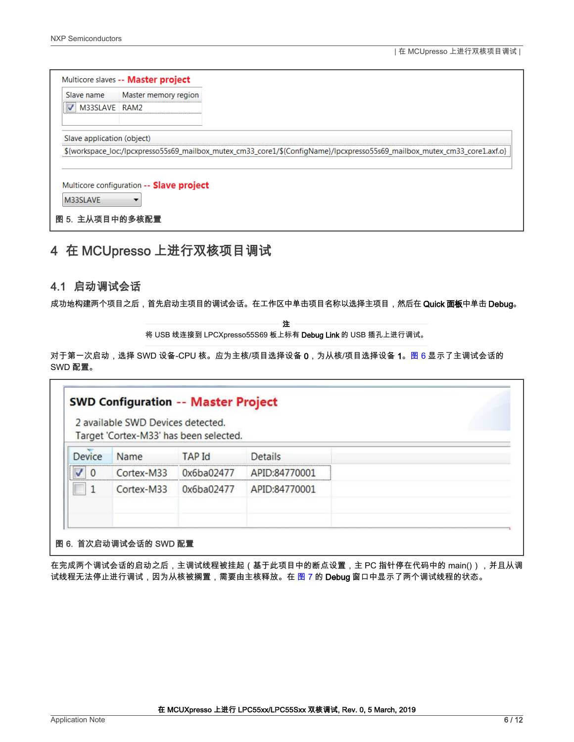Multicore slaves -- Master project

| Slave name | Master memory region |
| --- | --- |
| M33SLAVE | RAM2 |

Slave application (object)

${workspace_loc:/lpcxpresso55s69_mailbox_mutex_cm33_core1/${ConfigName}/lpcxpresso55s69_mailbox_mutex_cm33_core1.axf.o}

Multicore configuration -- Slave project

M33SLAVE

图 5. 主从项目中的多核配置

## 4 在 MCUpresso 上进行双核项目调试

### 4.1 启动调试会话

成功地构建两个项目之后，首先启动主项目的调试会话。在工作区中单击项目名称以选择主项目，然后在 **Quick 面板**中单击 **Debug**。

**注**

将 USB 线连接到 LPCXpresso55S69 板上标有 **Debug Link** 的 USB 插孔上进行调试。

对于第一次启动，选择 SWD 设备-CPU 核。应为主核/项目选择设备 **0**，为从核/项目选择设备 **1**。图 6 显示了主调试会话的 SWD 配置。

**SWD Configuration -- Master Project**

2 available SWD Devices detected.
Target 'Cortex-M33' has been selected.

| Device | Name | TAP Id | Details |
| --- | --- | --- | --- |
| ☑ 0 | Cortex-M33 | 0x6ba02477 | APID:84770001 |
| ☐ 1 | Cortex-M33 | 0x6ba02477 | APID:84770001 |

图 6. 首次启动调试会话的 SWD 配置

在完成两个调试会话的启动之后，主调试线程被挂起（基于此项目中的断点设置，主 PC 指针停在代码中的 main()），并且从调试线程无法停止进行调试，因为从核被搁置，需要由主核释放。在 图 7 的 **Debug** 窗口中显示了两个调试线程的状态。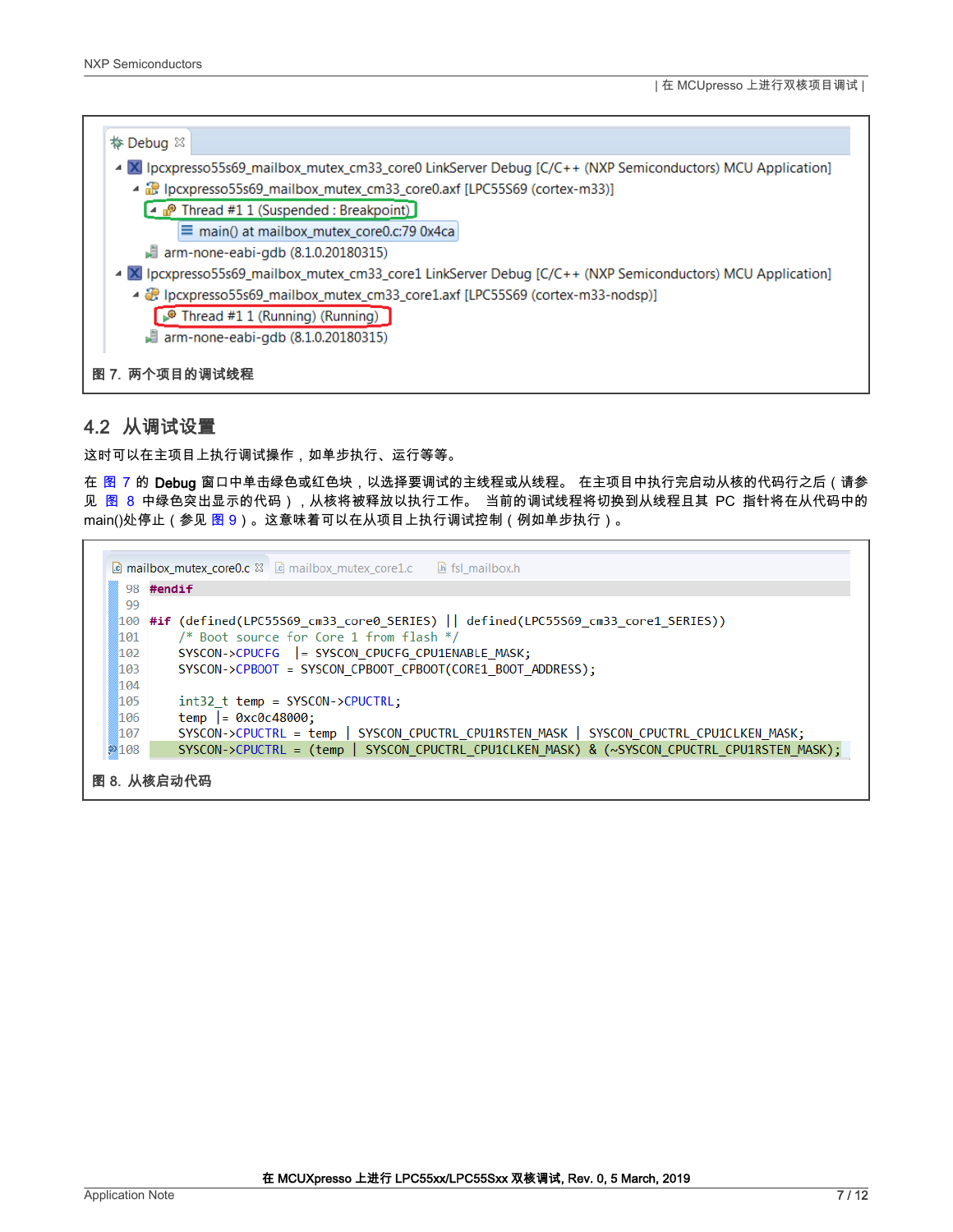```
Debug
lpcxpresso55s69_mailbox_mutex_cm33_core0 LinkServer Debug [C/C++ (NXP Semiconductors) MCU Application]
  lpcxpresso55s69_mailbox_mutex_cm33_core0.axf [LPC55S69 (cortex-m33)]
    Thread #1 1 (Suspended : Breakpoint)
      main() at mailbox_mutex_core0.c:79 0x4ca
  arm-none-eabi-gdb (8.1.0.20180315)
lpcxpresso55s69_mailbox_mutex_cm33_core1 LinkServer Debug [C/C++ (NXP Semiconductors) MCU Application]
  lpcxpresso55s69_mailbox_mutex_cm33_core1.axf [LPC55S69 (cortex-m33-nodsp)]
    Thread #1 1 (Running) (Running)
  arm-none-eabi-gdb (8.1.0.20180315)
```

图 7. 两个项目的调试线程

## 4.2 从调试设置

这时可以在主项目上执行调试操作，如单步执行、运行等等。

在 图 7 的 **Debug** 窗口中单击绿色或红色块，以选择要调试的主线程或从线程。 在主项目中执行完启动从核的代码行之后（请参见 图 8 中绿色突出显示的代码），从核将被释放以执行工作。 当前的调试线程将切换到从线程且其 PC 指针将在从代码中的 main()处停止（参见 图 9）。这意味着可以在从项目上执行调试控制（例如单步执行）。

```
mailbox_mutex_core0.c   mailbox_mutex_core1.c   fsl_mailbox.h

 98 #endif
 99
100 #if (defined(LPC55S69_cm33_core0_SERIES) || defined(LPC55S69_cm33_core1_SERIES))
101     /* Boot source for Core 1 from flash */
102     SYSCON->CPUCFG  |= SYSCON_CPUCFG_CPU1ENABLE_MASK;
103     SYSCON->CPBOOT = SYSCON_CPBOOT_CPBOOT(CORE1_BOOT_ADDRESS);
104
105     int32_t temp = SYSCON->CPUCTRL;
106     temp |= 0xc0c48000;
107     SYSCON->CPUCTRL = temp | SYSCON_CPUCTRL_CPU1RSTEN_MASK | SYSCON_CPUCTRL_CPU1CLKEN_MASK;
108     SYSCON->CPUCTRL = (temp | SYSCON_CPUCTRL_CPU1CLKEN_MASK) & (~SYSCON_CPUCTRL_CPU1RSTEN_MASK);
```

图 8. 从核启动代码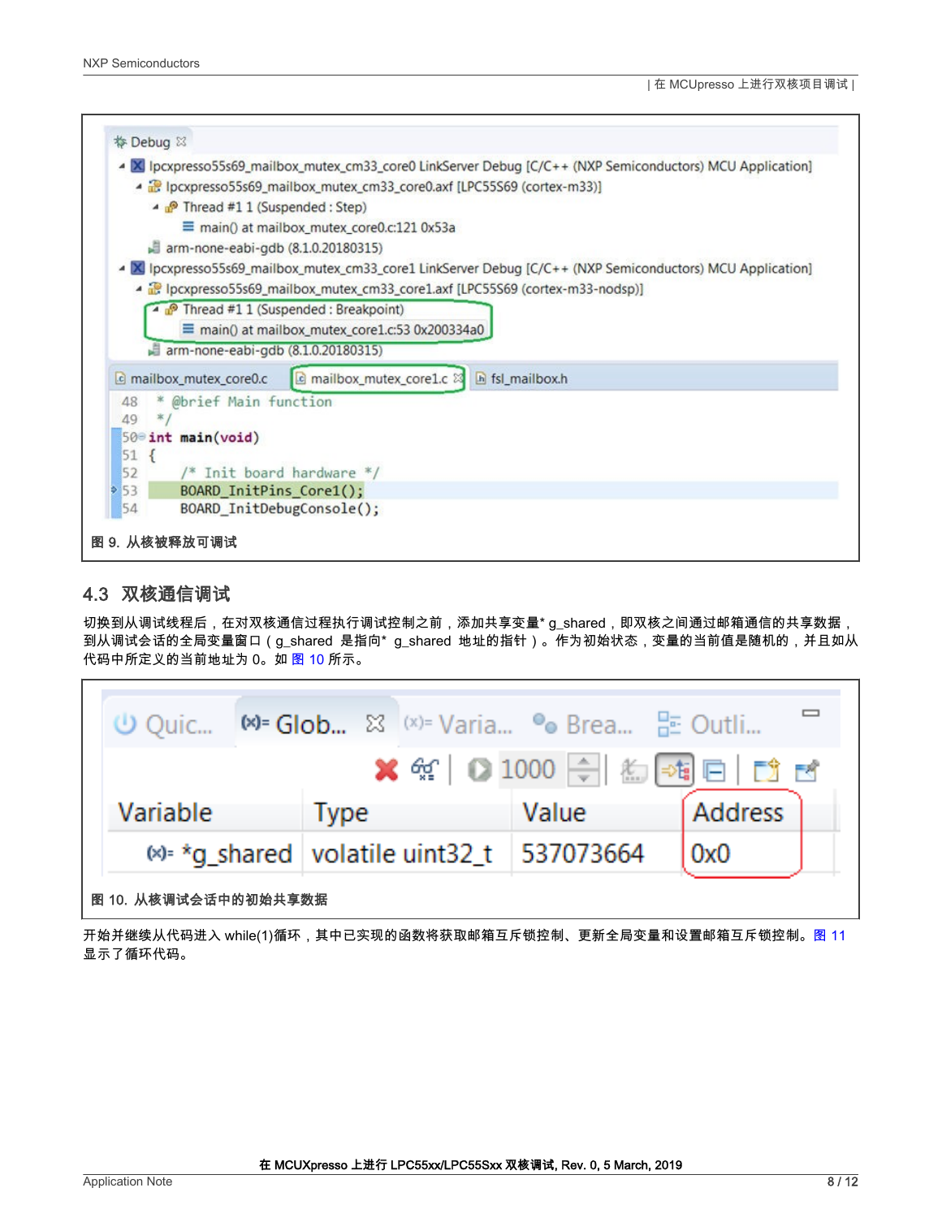图 9. 从核被释放可调试

## 4.3 双核通信调试

切换到从调试线程后，在对双核通信过程执行调试控制之前，添加共享变量* g_shared，即双核之间通过邮箱通信的共享数据，到从调试会话的全局变量窗口（g_shared 是指向* g_shared 地址的指针）。作为初始状态，变量的当前值是随机的，并且如从代码中所定义的当前地址为 0。如 图 10 所示。

图 10. 从核调试会话中的初始共享数据

开始并继续从代码进入 while(1)循环，其中已实现的函数将获取邮箱互斥锁控制、更新全局变量和设置邮箱互斥锁控制。图 11 显示了循环代码。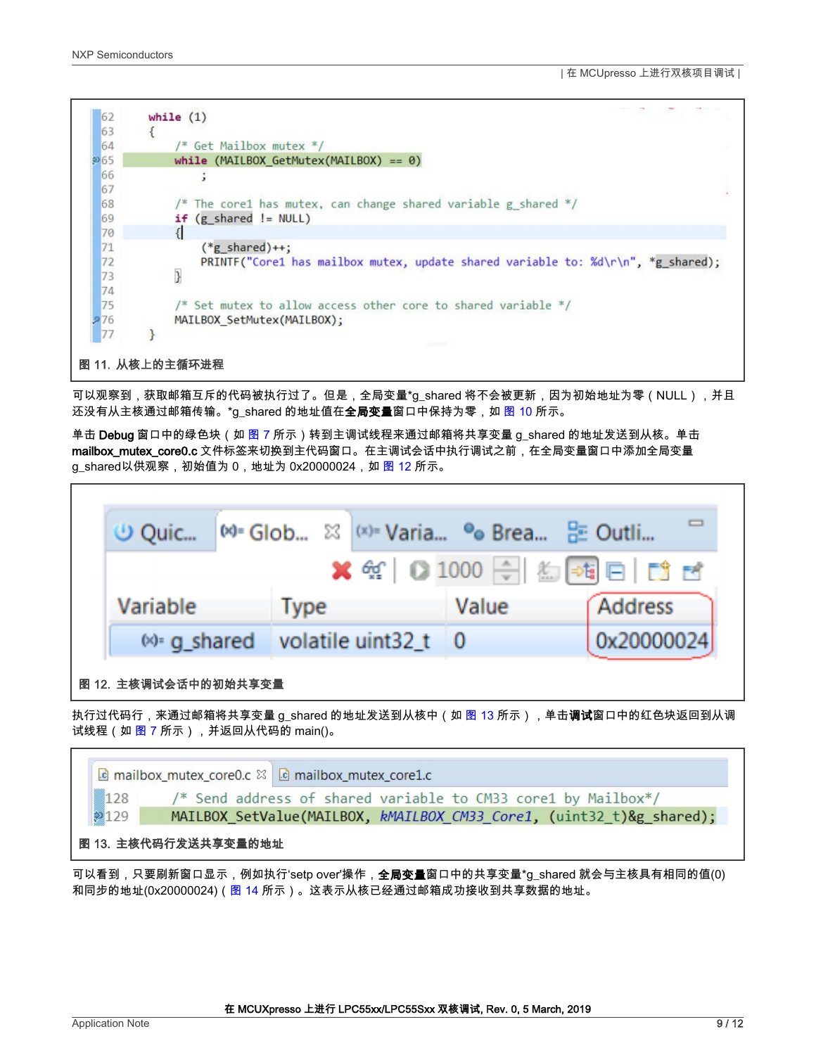```
62      while (1)
63      {
64          /* Get Mailbox mutex */
65          while (MAILBOX_GetMutex(MAILBOX) == 0)
66              ;
67
68          /* The core1 has mutex, can change shared variable g_shared */
69          if (g_shared != NULL)
70          {
71              (*g_shared)++;
72              PRINTF("Core1 has mailbox mutex, update shared variable to: %d\r\n", *g_shared);
73          }
74
75          /* Set mutex to allow access other core to shared variable */
76          MAILBOX_SetMutex(MAILBOX);
77      }
```

**图 11. 从核上的主循环进程**

可以观察到，获取邮箱互斥的代码被执行过了。但是，全局变量*g_shared 将不会被更新，因为初始地址为零（NULL），并且还没有从主核通过邮箱传输。*g_shared 的地址值在**全局变量**窗口中保持为零，如 图 10 所示。

单击 **Debug** 窗口中的绿色块（如 图 7 所示）转到主调试线程来通过邮箱将共享变量 g_shared 的地址发送到从核。单击 **mailbox_mutex_core0.c** 文件标签来切换到主代码窗口。在主调试会话中执行调试之前，在全局变量窗口中添加全局变量 g_shared以供观察，初始值为 0，地址为 0x20000024，如 图 12 所示。

| Variable | Type | Value | Address |
|---|---|---|---|
| g_shared | volatile uint32_t | 0 | 0x20000024 |

**图 12. 主核调试会话中的初始共享变量**

执行过代码行，来通过邮箱将共享变量 g_shared 的地址发送到从核中（如 图 13 所示），单击**调试**窗口中的红色块返回到从调试线程（如 图 7 所示），并返回从代码的 main()。

```
128     /* Send address of shared variable to CM33 core1 by Mailbox*/
129     MAILBOX_SetValue(MAILBOX, kMAILBOX_CM33_Core1, (uint32_t)&g_shared);
```

**图 13. 主核代码行发送共享变量的地址**

可以看到，只要刷新窗口显示，例如执行'setp over'操作，**全局变量**窗口中的共享变量*g_shared 就会与主核具有相同的值(0)和同步的地址(0x20000024)（图 14 所示）。这表示从核已经通过邮箱成功接收到共享数据的地址。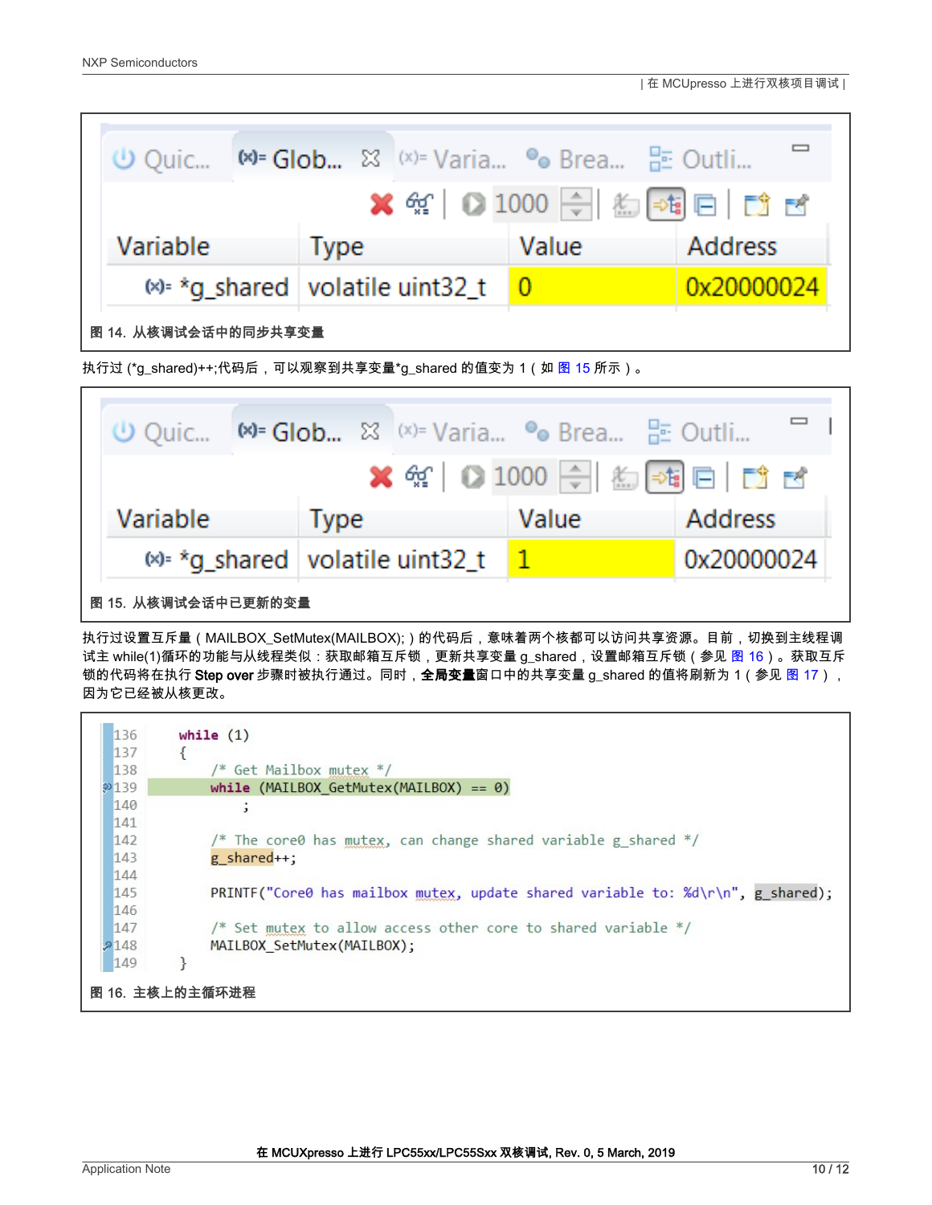| Variable | Type | Value | Address |
| --- | --- | --- | --- |
| *g_shared | volatile uint32_t | 0 | 0x20000024 |

图 14. 从核调试会话中的同步共享变量

执行过 (*g_shared)++;代码后，可以观察到共享变量*g_shared 的值变为 1（如 图 15 所示）。

| Variable | Type | Value | Address |
| --- | --- | --- | --- |
| *g_shared | volatile uint32_t | 1 | 0x20000024 |

图 15. 从核调试会话中已更新的变量

执行过设置互斥量（MAILBOX_SetMutex(MAILBOX);）的代码后，意味着两个核都可以访问共享资源。目前，切换到主线程调试主 while(1)循环的功能与从线程类似：获取邮箱互斥锁，更新共享变量 g_shared，设置邮箱互斥锁（参见 图 16）。获取互斥锁的代码将在执行 **Step over** 步骤时被执行通过。同时，**全局变量**窗口中的共享变量 g_shared 的值将刷新为 1（参见 图 17），因为它已经被从核更改。

```
136     while (1)
137     {
138         /* Get Mailbox mutex */
139         while (MAILBOX_GetMutex(MAILBOX) == 0)
140             ;
141
142         /* The core0 has mutex, can change shared variable g_shared */
143         g_shared++;
144
145         PRINTF("Core0 has mailbox mutex, update shared variable to: %d\r\n", g_shared);
146
147         /* Set mutex to allow access other core to shared variable */
148         MAILBOX_SetMutex(MAILBOX);
149     }
```

图 16. 主核上的主循环进程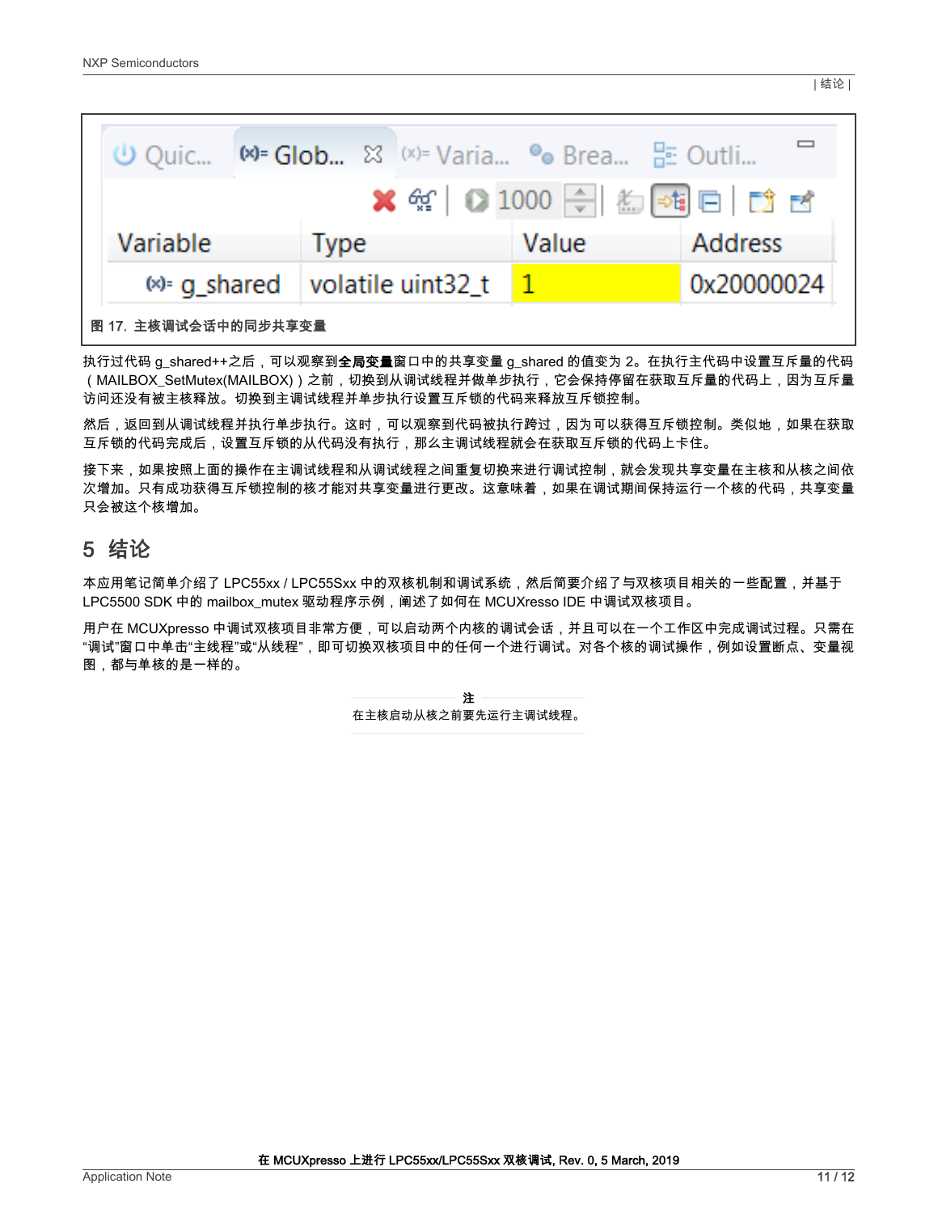图 17. 主核调试会话中的同步共享变量

执行过代码 g_shared++之后，可以观察到**全局变量**窗口中的共享变量 g_shared 的值变为 2。在执行主代码中设置互斥量的代码（MAILBOX_SetMutex(MAILBOX)）之前，切换到从调试线程并做单步执行，它会保持停留在获取互斥量的代码上，因为互斥量访问还没有被主核释放。切换到主调试线程并单步执行设置互斥锁的代码来释放互斥锁控制。

然后，返回到从调试线程并执行单步执行。这时，可以观察到代码被执行跨过，因为可以获得互斥锁控制。类似地，如果在获取互斥锁的代码完成后，设置互斥锁的从代码没有执行，那么主调试线程就会在获取互斥锁的代码上卡住。

接下来，如果按照上面的操作在主调试线程和从调试线程之间重复切换来进行调试控制，就会发现共享变量在主核和从核之间依次增加。只有成功获得互斥锁控制的核才能对共享变量进行更改。这意味着，如果在调试期间保持运行一个核的代码，共享变量只会被这个核增加。

## 5 结论

本应用笔记简单介绍了 LPC55xx / LPC55Sxx 中的双核机制和调试系统，然后简要介绍了与双核项目相关的一些配置，并基于 LPC5500 SDK 中的 mailbox_mutex 驱动程序示例，阐述了如何在 MCUXresso IDE 中调试双核项目。

用户在 MCUXpresso 中调试双核项目非常方便，可以启动两个内核的调试会话，并且可以在一个工作区中完成调试过程。只需在“调试”窗口中单击“主线程”或“从线程”，即可切换双核项目中的任何一个进行调试。对各个核的调试操作，例如设置断点、变量视图，都与单核的是一样的。

**注**

在主核启动从核之前要先运行主调试线程。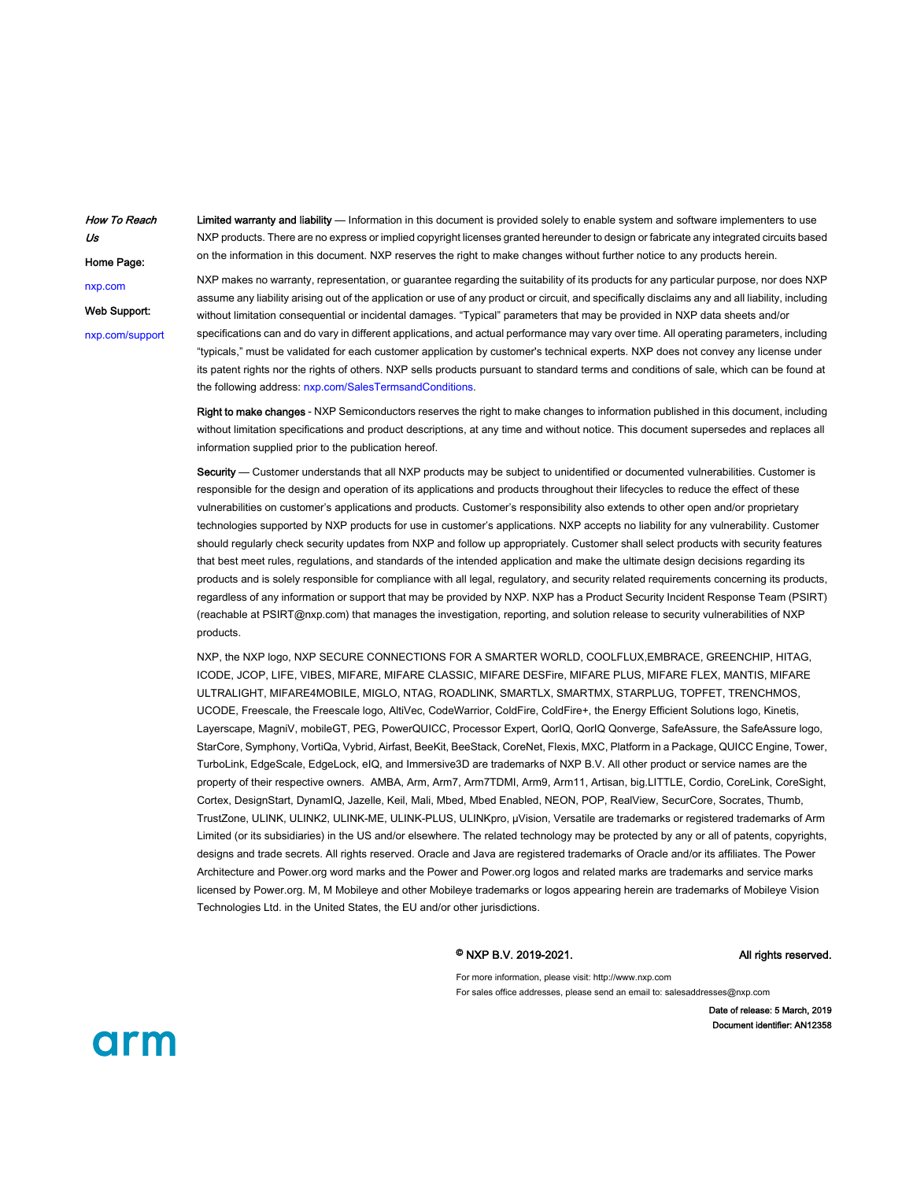*How To Reach Us*

**Home Page:**

nxp.com

**Web Support:**

nxp.com/support

**Limited warranty and liability** — Information in this document is provided solely to enable system and software implementers to use NXP products. There are no express or implied copyright licenses granted hereunder to design or fabricate any integrated circuits based on the information in this document. NXP reserves the right to make changes without further notice to any products herein.

NXP makes no warranty, representation, or guarantee regarding the suitability of its products for any particular purpose, nor does NXP assume any liability arising out of the application or use of any product or circuit, and specifically disclaims any and all liability, including without limitation consequential or incidental damages. “Typical” parameters that may be provided in NXP data sheets and/or specifications can and do vary in different applications, and actual performance may vary over time. All operating parameters, including “typicals,” must be validated for each customer application by customer's technical experts. NXP does not convey any license under its patent rights nor the rights of others. NXP sells products pursuant to standard terms and conditions of sale, which can be found at the following address: nxp.com/SalesTermsandConditions.

**Right to make changes** - NXP Semiconductors reserves the right to make changes to information published in this document, including without limitation specifications and product descriptions, at any time and without notice. This document supersedes and replaces all information supplied prior to the publication hereof.

**Security** — Customer understands that all NXP products may be subject to unidentified or documented vulnerabilities. Customer is responsible for the design and operation of its applications and products throughout their lifecycles to reduce the effect of these vulnerabilities on customer’s applications and products. Customer’s responsibility also extends to other open and/or proprietary technologies supported by NXP products for use in customer’s applications. NXP accepts no liability for any vulnerability. Customer should regularly check security updates from NXP and follow up appropriately. Customer shall select products with security features that best meet rules, regulations, and standards of the intended application and make the ultimate design decisions regarding its products and is solely responsible for compliance with all legal, regulatory, and security related requirements concerning its products, regardless of any information or support that may be provided by NXP. NXP has a Product Security Incident Response Team (PSIRT) (reachable at PSIRT@nxp.com) that manages the investigation, reporting, and solution release to security vulnerabilities of NXP products.

NXP, the NXP logo, NXP SECURE CONNECTIONS FOR A SMARTER WORLD, COOLFLUX,EMBRACE, GREENCHIP, HITAG, ICODE, JCOP, LIFE, VIBES, MIFARE, MIFARE CLASSIC, MIFARE DESFire, MIFARE PLUS, MIFARE FLEX, MANTIS, MIFARE ULTRALIGHT, MIFARE4MOBILE, MIGLO, NTAG, ROADLINK, SMARTLX, SMARTMX, STARPLUG, TOPFET, TRENCHMOS, UCODE, Freescale, the Freescale logo, AltiVec, CodeWarrior, ColdFire, ColdFire+, the Energy Efficient Solutions logo, Kinetis, Layerscape, MagniV, mobileGT, PEG, PowerQUICC, Processor Expert, QorIQ, QorIQ Qonverge, SafeAssure, the SafeAssure logo, StarCore, Symphony, VortiQa, Vybrid, Airfast, BeeKit, BeeStack, CoreNet, Flexis, MXC, Platform in a Package, QUICC Engine, Tower, TurboLink, EdgeScale, EdgeLock, eIQ, and Immersive3D are trademarks of NXP B.V. All other product or service names are the property of their respective owners. AMBA, Arm, Arm7, Arm7TDMI, Arm9, Arm11, Artisan, big.LITTLE, Cordio, CoreLink, CoreSight, Cortex, DesignStart, DynamIQ, Jazelle, Keil, Mali, Mbed, Mbed Enabled, NEON, POP, RealView, SecurCore, Socrates, Thumb, TrustZone, ULINK, ULINK2, ULINK-ME, ULINK-PLUS, ULINKpro, µVision, Versatile are trademarks or registered trademarks of Arm Limited (or its subsidiaries) in the US and/or elsewhere. The related technology may be protected by any or all of patents, copyrights, designs and trade secrets. All rights reserved. Oracle and Java are registered trademarks of Oracle and/or its affiliates. The Power Architecture and Power.org word marks and the Power and Power.org logos and related marks are trademarks and service marks licensed by Power.org. M, M Mobileye and other Mobileye trademarks or logos appearing herein are trademarks of Mobileye Vision Technologies Ltd. in the United States, the EU and/or other jurisdictions.

**© NXP B.V. 2019-2021. All rights reserved.**

For more information, please visit: http://www.nxp.com

For sales office addresses, please send an email to: salesaddresses@nxp.com

**Date of release: 5 March, 2019**

**Document identifier: AN12358**

arm